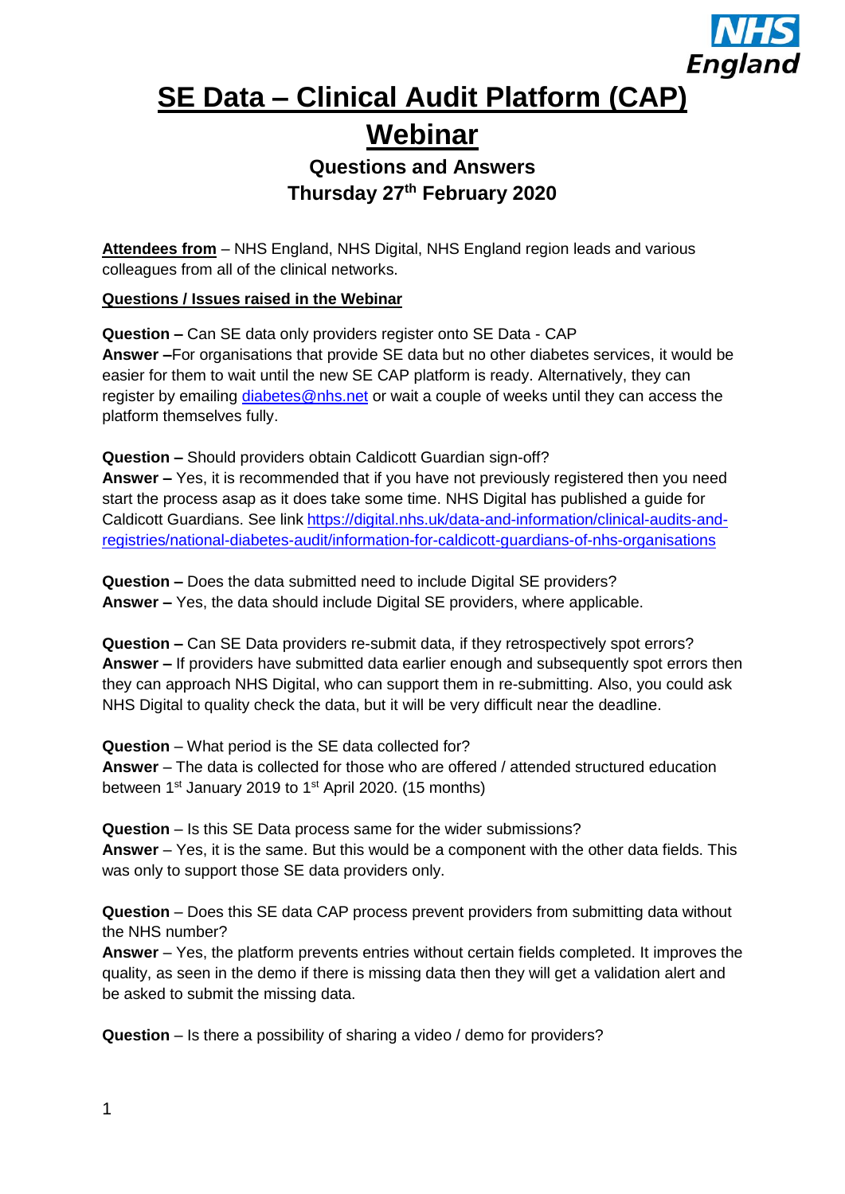# SE Data – Clinical Audit Platform (CAP) Webinar

## Questions and Answers

## Thursday 27th February 2020

**Attendees from** – NHS England, NHS Digital, NHS England region leads and various colleagues from all of the clinical networks.

**Questions / Issues raised in the Webinar**

**Question –** Can SE data only providers register onto SE Data - CAP
**Answer –**For organisations that provide SE data but no other diabetes services, it would be easier for them to wait until the new SE CAP platform is ready. Alternatively, they can register by emailing diabetes@nhs.net or wait a couple of weeks until they can access the platform themselves fully.

**Question –** Should providers obtain Caldicott Guardian sign-off?
**Answer –** Yes, it is recommended that if you have not previously registered then you need start the process asap as it does take some time. NHS Digital has published a guide for Caldicott Guardians. See link https://digital.nhs.uk/data-and-information/clinical-audits-and-registries/national-diabetes-audit/information-for-caldicott-guardians-of-nhs-organisations

**Question –** Does the data submitted need to include Digital SE providers?
**Answer –** Yes, the data should include Digital SE providers, where applicable.

**Question –** Can SE Data providers re-submit data, if they retrospectively spot errors?
**Answer –** If providers have submitted data earlier enough and subsequently spot errors then they can approach NHS Digital, who can support them in re-submitting. Also, you could ask NHS Digital to quality check the data, but it will be very difficult near the deadline.

**Question** – What period is the SE data collected for?
**Answer** – The data is collected for those who are offered / attended structured education between 1st January 2019 to 1st April 2020. (15 months)

**Question** – Is this SE Data process same for the wider submissions?
**Answer** – Yes, it is the same. But this would be a component with the other data fields. This was only to support those SE data providers only.

**Question** – Does this SE data CAP process prevent providers from submitting data without the NHS number?
**Answer** – Yes, the platform prevents entries without certain fields completed. It improves the quality, as seen in the demo if there is missing data then they will get a validation alert and be asked to submit the missing data.

**Question** – Is there a possibility of sharing a video / demo for providers?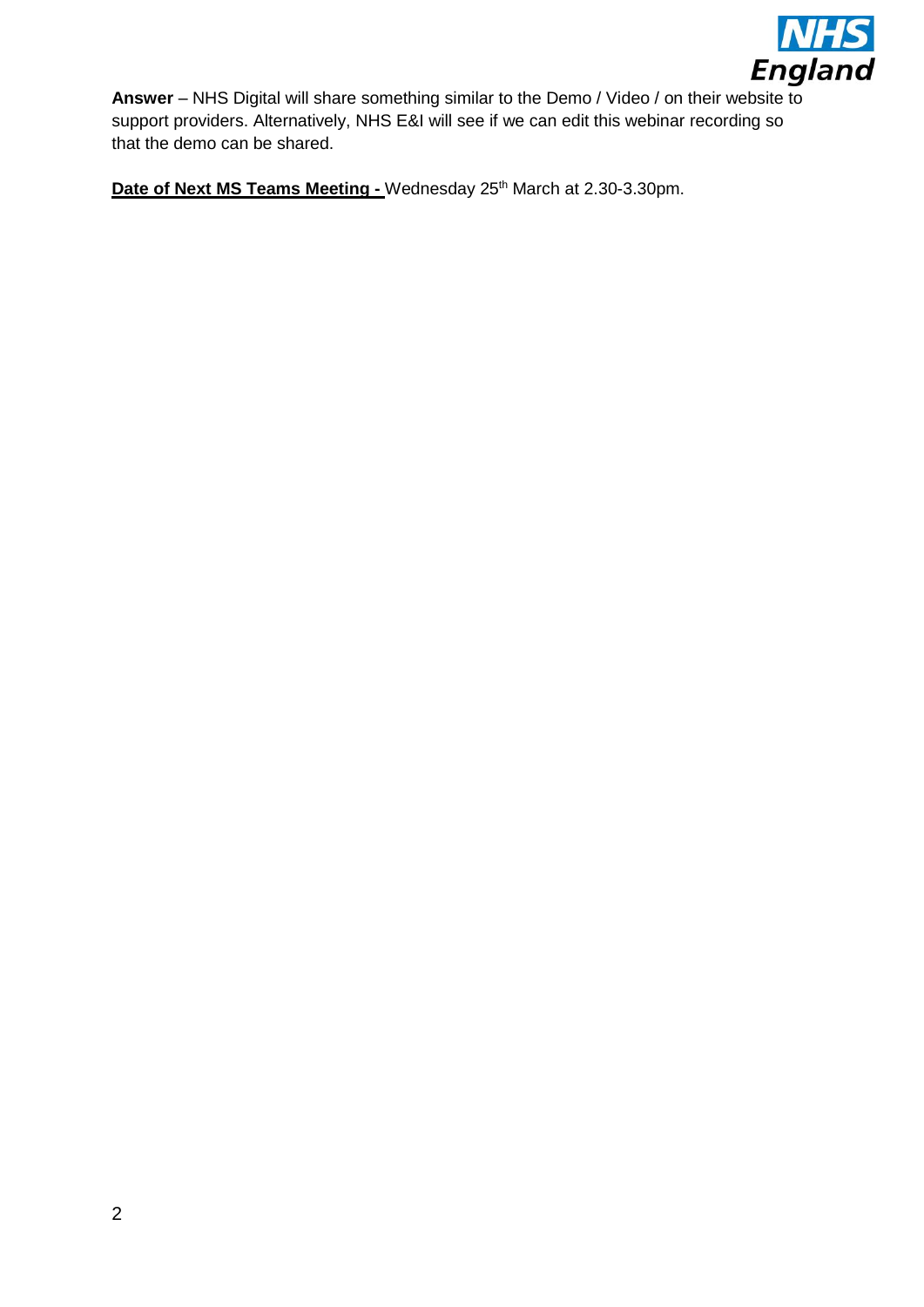**Answer** – NHS Digital will share something similar to the Demo / Video / on their website to support providers. Alternatively, NHS E&I will see if we can edit this webinar recording so that the demo can be shared.

**Date of Next MS Teams Meeting -** Wednesday 25th March at 2.30-3.30pm.